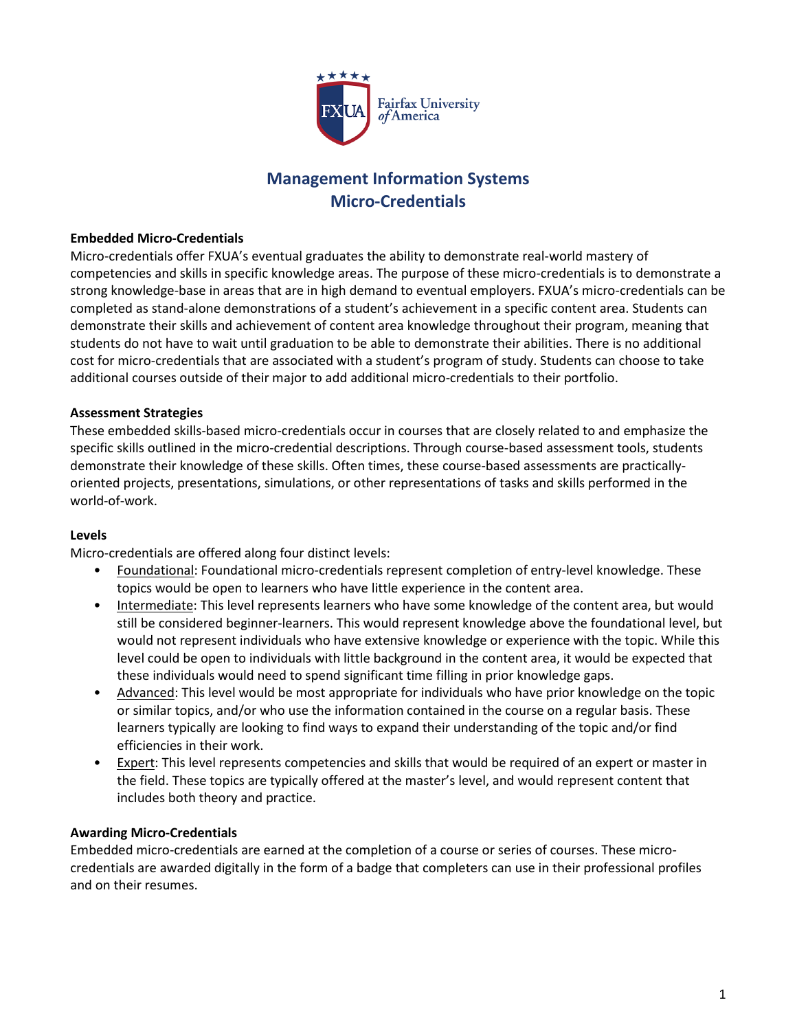# Management Information Systems Micro-Credentials

**Embedded Micro-Credentials**

Micro-credentials offer FXUA's eventual graduates the ability to demonstrate real-world mastery of competencies and skills in specific knowledge areas. The purpose of these micro-credentials is to demonstrate a strong knowledge-base in areas that are in high demand to eventual employers. FXUA's micro-credentials can be completed as stand-alone demonstrations of a student's achievement in a specific content area. Students can demonstrate their skills and achievement of content area knowledge throughout their program, meaning that students do not have to wait until graduation to be able to demonstrate their abilities. There is no additional cost for micro-credentials that are associated with a student's program of study. Students can choose to take additional courses outside of their major to add additional micro-credentials to their portfolio.

**Assessment Strategies**

These embedded skills-based micro-credentials occur in courses that are closely related to and emphasize the specific skills outlined in the micro-credential descriptions. Through course-based assessment tools, students demonstrate their knowledge of these skills. Often times, these course-based assessments are practically-oriented projects, presentations, simulations, or other representations of tasks and skills performed in the world-of-work.

**Levels**

Micro-credentials are offered along four distinct levels:

- Foundational: Foundational micro-credentials represent completion of entry-level knowledge. These topics would be open to learners who have little experience in the content area.
- Intermediate: This level represents learners who have some knowledge of the content area, but would still be considered beginner-learners. This would represent knowledge above the foundational level, but would not represent individuals who have extensive knowledge or experience with the topic. While this level could be open to individuals with little background in the content area, it would be expected that these individuals would need to spend significant time filling in prior knowledge gaps.
- Advanced: This level would be most appropriate for individuals who have prior knowledge on the topic or similar topics, and/or who use the information contained in the course on a regular basis. These learners typically are looking to find ways to expand their understanding of the topic and/or find efficiencies in their work.
- Expert: This level represents competencies and skills that would be required of an expert or master in the field. These topics are typically offered at the master's level, and would represent content that includes both theory and practice.

**Awarding Micro-Credentials**

Embedded micro-credentials are earned at the completion of a course or series of courses. These micro-credentials are awarded digitally in the form of a badge that completers can use in their professional profiles and on their resumes.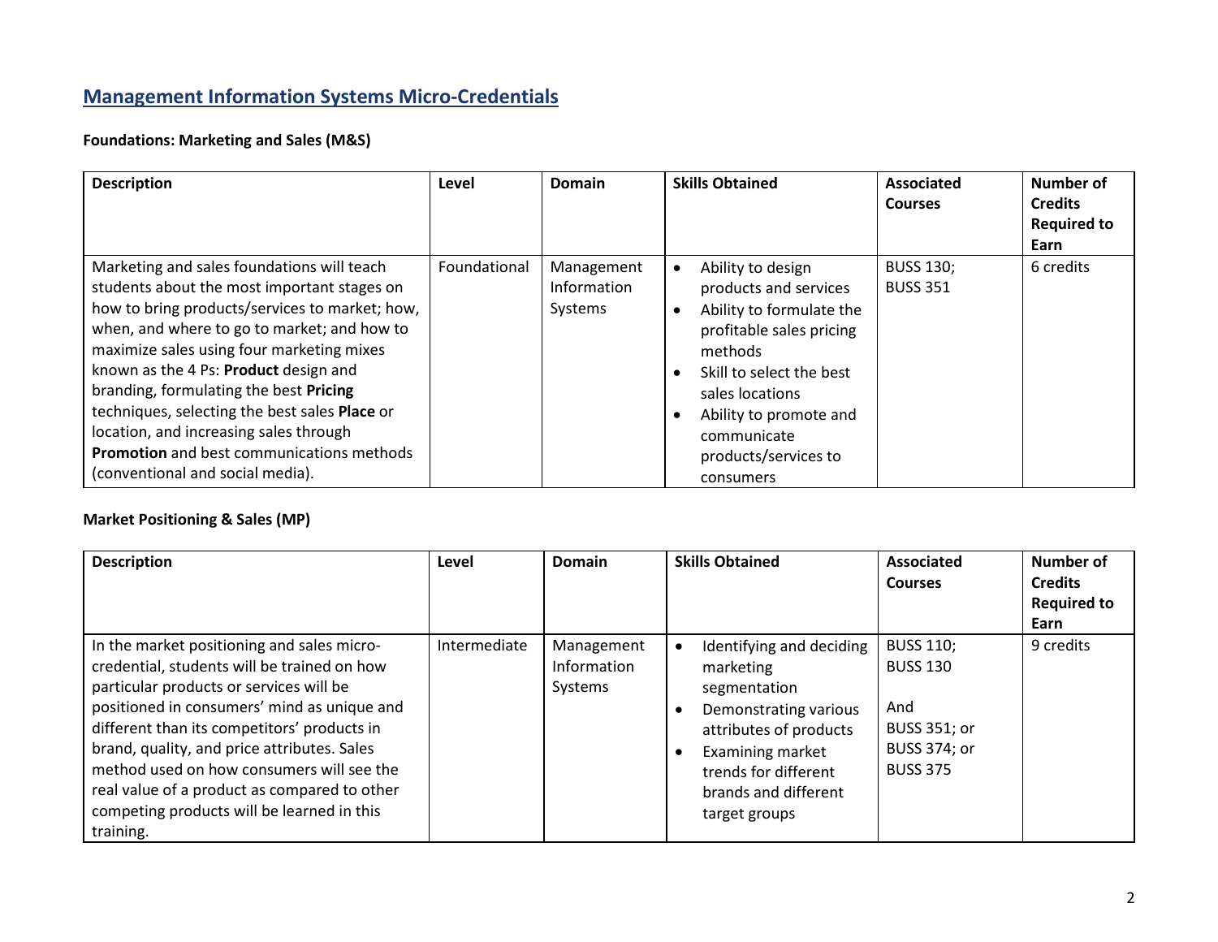## Management Information Systems Micro-Credentials

**Foundations: Marketing and Sales (M&S)**

| Description | Level | Domain | Skills Obtained | Associated Courses | Number of Credits Required to Earn |
|---|---|---|---|---|---|
| Marketing and sales foundations will teach students about the most important stages on how to bring products/services to market; how, when, and where to go to market; and how to maximize sales using four marketing mixes known as the 4 Ps: **Product** design and branding, formulating the best **Pricing** techniques, selecting the best sales **Place** or location, and increasing sales through **Promotion** and best communications methods (conventional and social media). | Foundational | Management Information Systems | • Ability to design products and services<br>• Ability to formulate the profitable sales pricing methods<br>• Skill to select the best sales locations<br>• Ability to promote and communicate products/services to consumers | BUSS 130;<br>BUSS 351 | 6 credits |

**Market Positioning & Sales (MP)**

| Description | Level | Domain | Skills Obtained | Associated Courses | Number of Credits Required to Earn |
|---|---|---|---|---|---|
| In the market positioning and sales micro-credential, students will be trained on how particular products or services will be positioned in consumers' mind as unique and different than its competitors' products in brand, quality, and price attributes. Sales method used on how consumers will see the real value of a product as compared to other competing products will be learned in this training. | Intermediate | Management Information Systems | • Identifying and deciding marketing segmentation<br>• Demonstrating various attributes of products<br>• Examining market trends for different brands and different target groups | BUSS 110;<br>BUSS 130<br><br>And<br>BUSS 351; or<br>BUSS 374; or<br>BUSS 375 | 9 credits |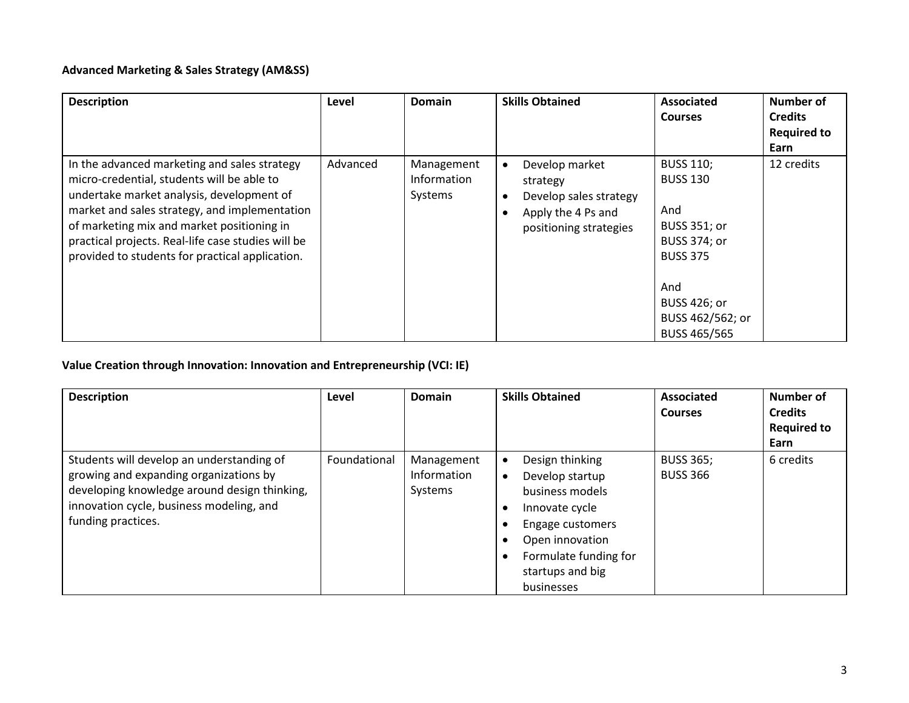**Advanced Marketing & Sales Strategy (AM&SS)**

| Description | Level | Domain | Skills Obtained | Associated Courses | Number of Credits Required to Earn |
|---|---|---|---|---|---|
| In the advanced marketing and sales strategy micro-credential, students will be able to undertake market analysis, development of market and sales strategy, and implementation of marketing mix and market positioning in practical projects. Real-life case studies will be provided to students for practical application. | Advanced | Management Information Systems | • Develop market strategy<br>• Develop sales strategy<br>• Apply the 4 Ps and positioning strategies | BUSS 110;<br>BUSS 130<br><br>And<br>BUSS 351; or<br>BUSS 374; or<br>BUSS 375<br><br>And<br>BUSS 426; or<br>BUSS 462/562; or<br>BUSS 465/565 | 12 credits |

**Value Creation through Innovation: Innovation and Entrepreneurship (VCI: IE)**

| Description | Level | Domain | Skills Obtained | Associated Courses | Number of Credits Required to Earn |
|---|---|---|---|---|---|
| Students will develop an understanding of growing and expanding organizations by developing knowledge around design thinking, innovation cycle, business modeling, and funding practices. | Foundational | Management Information Systems | • Design thinking<br>• Develop startup business models<br>• Innovate cycle<br>• Engage customers<br>• Open innovation<br>• Formulate funding for startups and big businesses | BUSS 365;<br>BUSS 366 | 6 credits |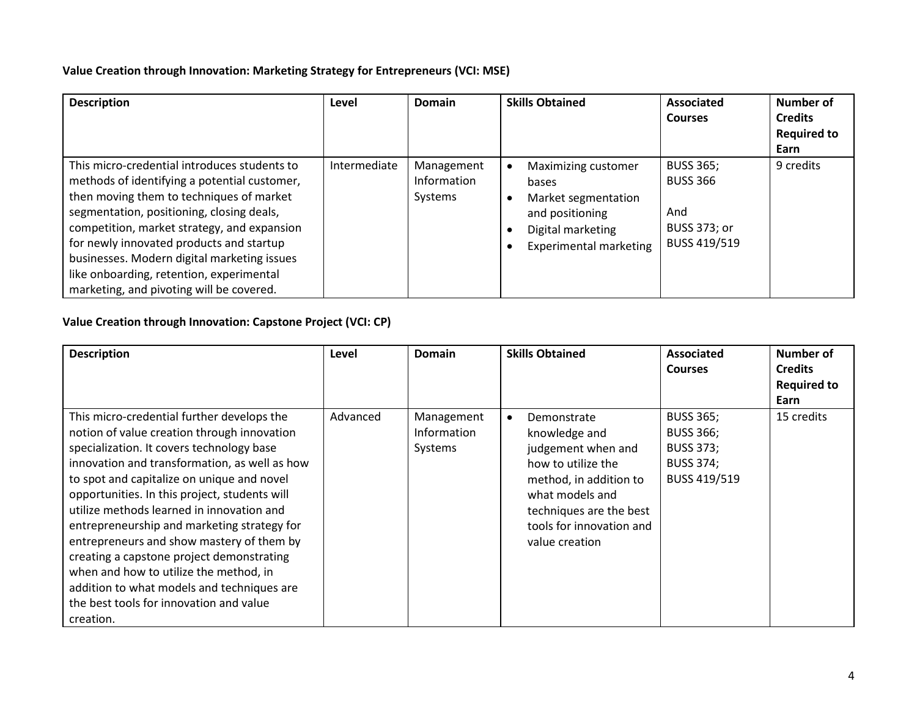**Value Creation through Innovation: Marketing Strategy for Entrepreneurs (VCI: MSE)**

| Description | Level | Domain | Skills Obtained | Associated Courses | Number of Credits Required to Earn |
|---|---|---|---|---|---|
| This micro-credential introduces students to methods of identifying a potential customer, then moving them to techniques of market segmentation, positioning, closing deals, competition, market strategy, and expansion for newly innovated products and startup businesses. Modern digital marketing issues like onboarding, retention, experimental marketing, and pivoting will be covered. | Intermediate | Management Information Systems | • Maximizing customer bases<br>• Market segmentation and positioning<br>• Digital marketing<br>• Experimental marketing | BUSS 365;<br>BUSS 366<br><br>And<br>BUSS 373; or<br>BUSS 419/519 | 9 credits |

**Value Creation through Innovation: Capstone Project (VCI: CP)**

| Description | Level | Domain | Skills Obtained | Associated Courses | Number of Credits Required to Earn |
|---|---|---|---|---|---|
| This micro-credential further develops the notion of value creation through innovation specialization. It covers technology base innovation and transformation, as well as how to spot and capitalize on unique and novel opportunities. In this project, students will utilize methods learned in innovation and entrepreneurship and marketing strategy for entrepreneurs and show mastery of them by creating a capstone project demonstrating when and how to utilize the method, in addition to what models and techniques are the best tools for innovation and value creation. | Advanced | Management Information Systems | • Demonstrate knowledge and judgement when and how to utilize the method, in addition to what models and techniques are the best tools for innovation and value creation | BUSS 365;<br>BUSS 366;<br>BUSS 373;<br>BUSS 374;<br>BUSS 419/519 | 15 credits |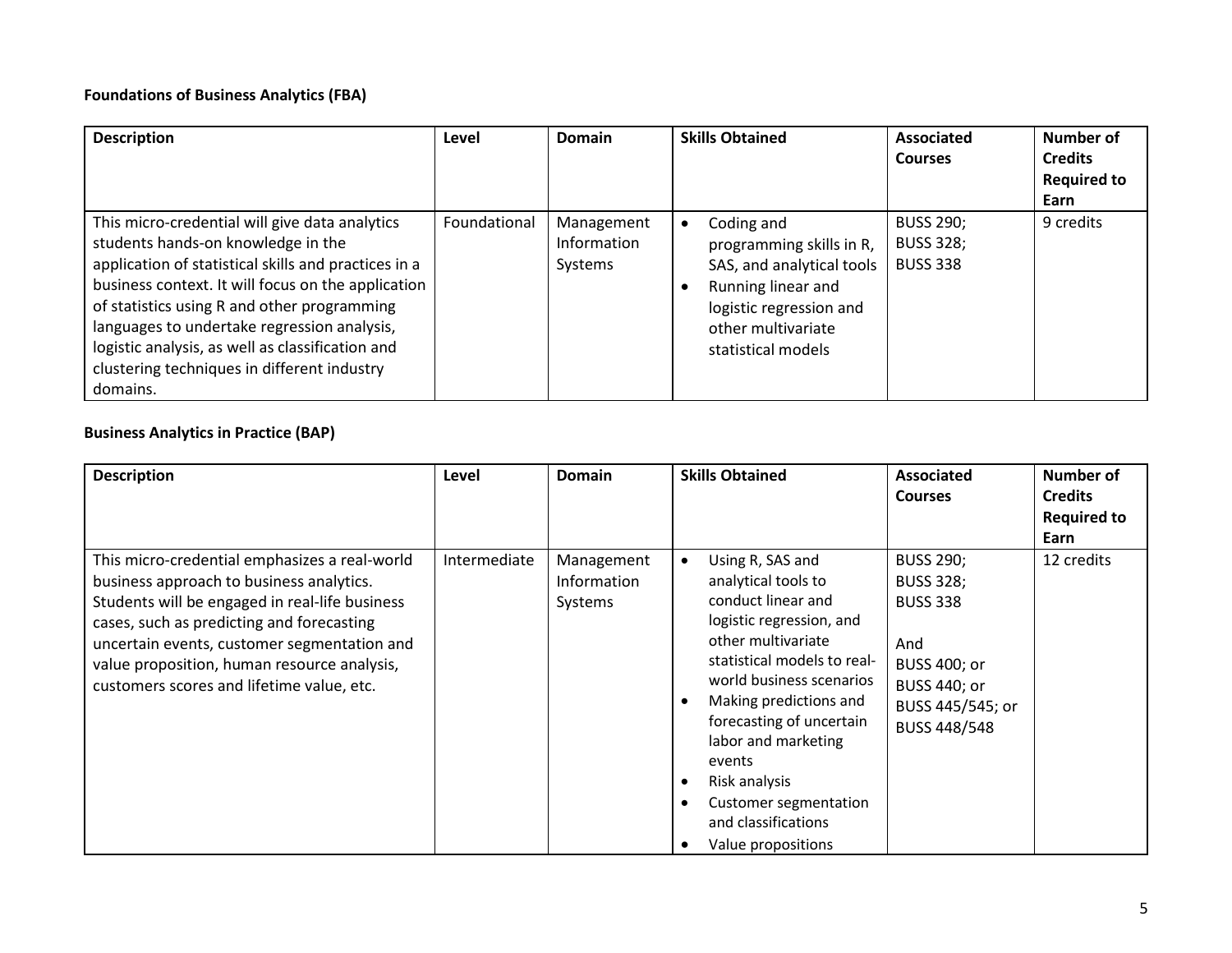**Foundations of Business Analytics (FBA)**

| Description | Level | Domain | Skills Obtained | Associated Courses | Number of Credits Required to Earn |
|---|---|---|---|---|---|
| This micro-credential will give data analytics students hands-on knowledge in the application of statistical skills and practices in a business context. It will focus on the application of statistics using R and other programming languages to undertake regression analysis, logistic analysis, as well as classification and clustering techniques in different industry domains. | Foundational | Management Information Systems | • Coding and programming skills in R, SAS, and analytical tools<br>• Running linear and logistic regression and other multivariate statistical models | BUSS 290;<br>BUSS 328;<br>BUSS 338 | 9 credits |

**Business Analytics in Practice (BAP)**

| Description | Level | Domain | Skills Obtained | Associated Courses | Number of Credits Required to Earn |
|---|---|---|---|---|---|
| This micro-credential emphasizes a real-world business approach to business analytics. Students will be engaged in real-life business cases, such as predicting and forecasting uncertain events, customer segmentation and value proposition, human resource analysis, customers scores and lifetime value, etc. | Intermediate | Management Information Systems | • Using R, SAS and analytical tools to conduct linear and logistic regression, and other multivariate statistical models to real-world business scenarios<br>• Making predictions and forecasting of uncertain labor and marketing events<br>• Risk analysis<br>• Customer segmentation and classifications<br>• Value propositions | BUSS 290;<br>BUSS 328;<br>BUSS 338<br><br>And<br>BUSS 400; or<br>BUSS 440; or<br>BUSS 445/545; or<br>BUSS 448/548 | 12 credits |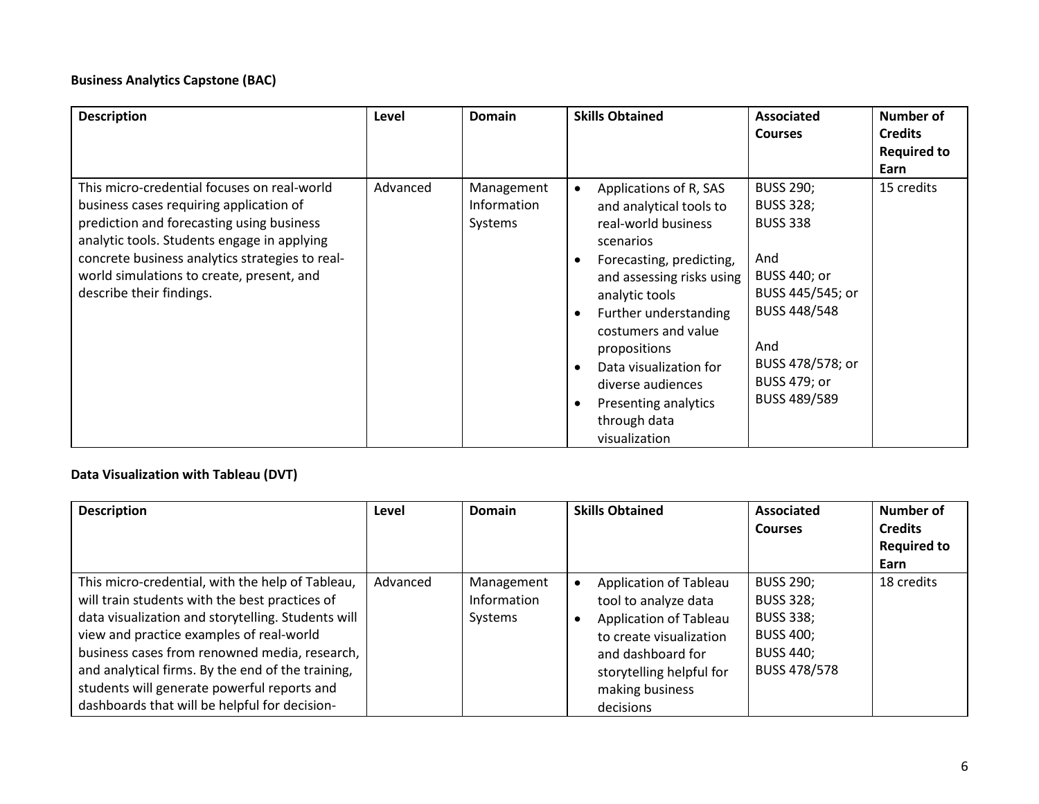**Business Analytics Capstone (BAC)**

| Description | Level | Domain | Skills Obtained | Associated Courses | Number of Credits Required to Earn |
|---|---|---|---|---|---|
| This micro-credential focuses on real-world business cases requiring application of prediction and forecasting using business analytic tools. Students engage in applying concrete business analytics strategies to real-world simulations to create, present, and describe their findings. | Advanced | Management Information Systems | • Applications of R, SAS and analytical tools to real-world business scenarios<br>• Forecasting, predicting, and assessing risks using analytic tools<br>• Further understanding costumers and value propositions<br>• Data visualization for diverse audiences<br>• Presenting analytics through data visualization | BUSS 290;<br>BUSS 328;<br>BUSS 338<br><br>And<br>BUSS 440; or<br>BUSS 445/545; or<br>BUSS 448/548<br><br>And<br>BUSS 478/578; or<br>BUSS 479; or<br>BUSS 489/589 | 15 credits |

**Data Visualization with Tableau (DVT)**

| Description | Level | Domain | Skills Obtained | Associated Courses | Number of Credits Required to Earn |
|---|---|---|---|---|---|
| This micro-credential, with the help of Tableau, will train students with the best practices of data visualization and storytelling. Students will view and practice examples of real-world business cases from renowned media, research, and analytical firms. By the end of the training, students will generate powerful reports and dashboards that will be helpful for decision- | Advanced | Management Information Systems | • Application of Tableau tool to analyze data<br>• Application of Tableau to create visualization and dashboard for storytelling helpful for making business decisions | BUSS 290;<br>BUSS 328;<br>BUSS 338;<br>BUSS 400;<br>BUSS 440;<br>BUSS 478/578 | 18 credits |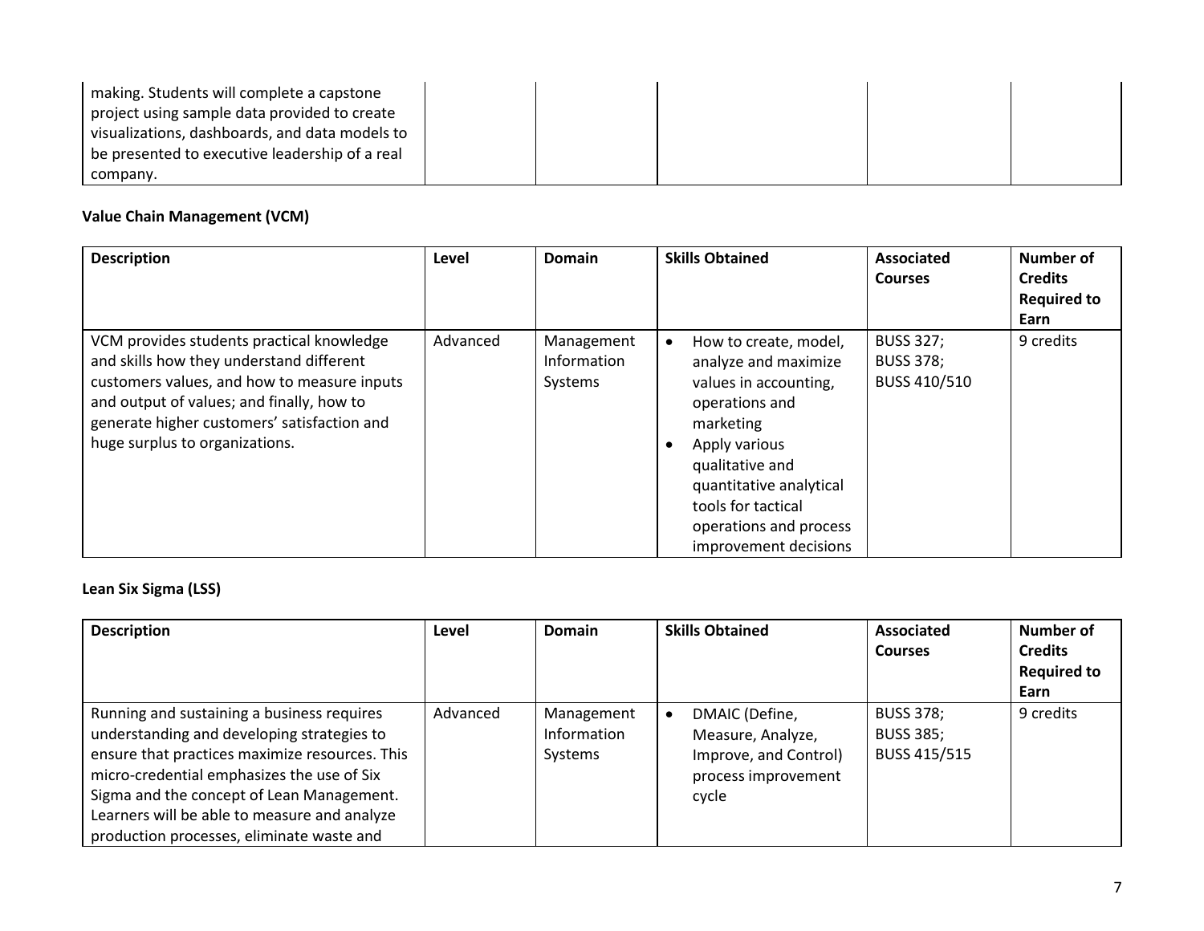| | | | | | |
|---|---|---|---|---|---|
| making. Students will complete a capstone project using sample data provided to create visualizations, dashboards, and data models to be presented to executive leadership of a real company. | | | | | |

**Value Chain Management (VCM)**

| Description | Level | Domain | Skills Obtained | Associated Courses | Number of Credits Required to Earn |
|---|---|---|---|---|---|
| VCM provides students practical knowledge and skills how they understand different customers values, and how to measure inputs and output of values; and finally, how to generate higher customers' satisfaction and huge surplus to organizations. | Advanced | Management Information Systems | • How to create, model, analyze and maximize values in accounting, operations and marketing<br>• Apply various qualitative and quantitative analytical tools for tactical operations and process improvement decisions | BUSS 327;<br>BUSS 378;<br>BUSS 410/510 | 9 credits |

**Lean Six Sigma (LSS)**

| Description | Level | Domain | Skills Obtained | Associated Courses | Number of Credits Required to Earn |
|---|---|---|---|---|---|
| Running and sustaining a business requires understanding and developing strategies to ensure that practices maximize resources. This micro-credential emphasizes the use of Six Sigma and the concept of Lean Management. Learners will be able to measure and analyze production processes, eliminate waste and | Advanced | Management Information Systems | • DMAIC (Define, Measure, Analyze, Improve, and Control) process improvement cycle | BUSS 378;<br>BUSS 385;<br>BUSS 415/515 | 9 credits |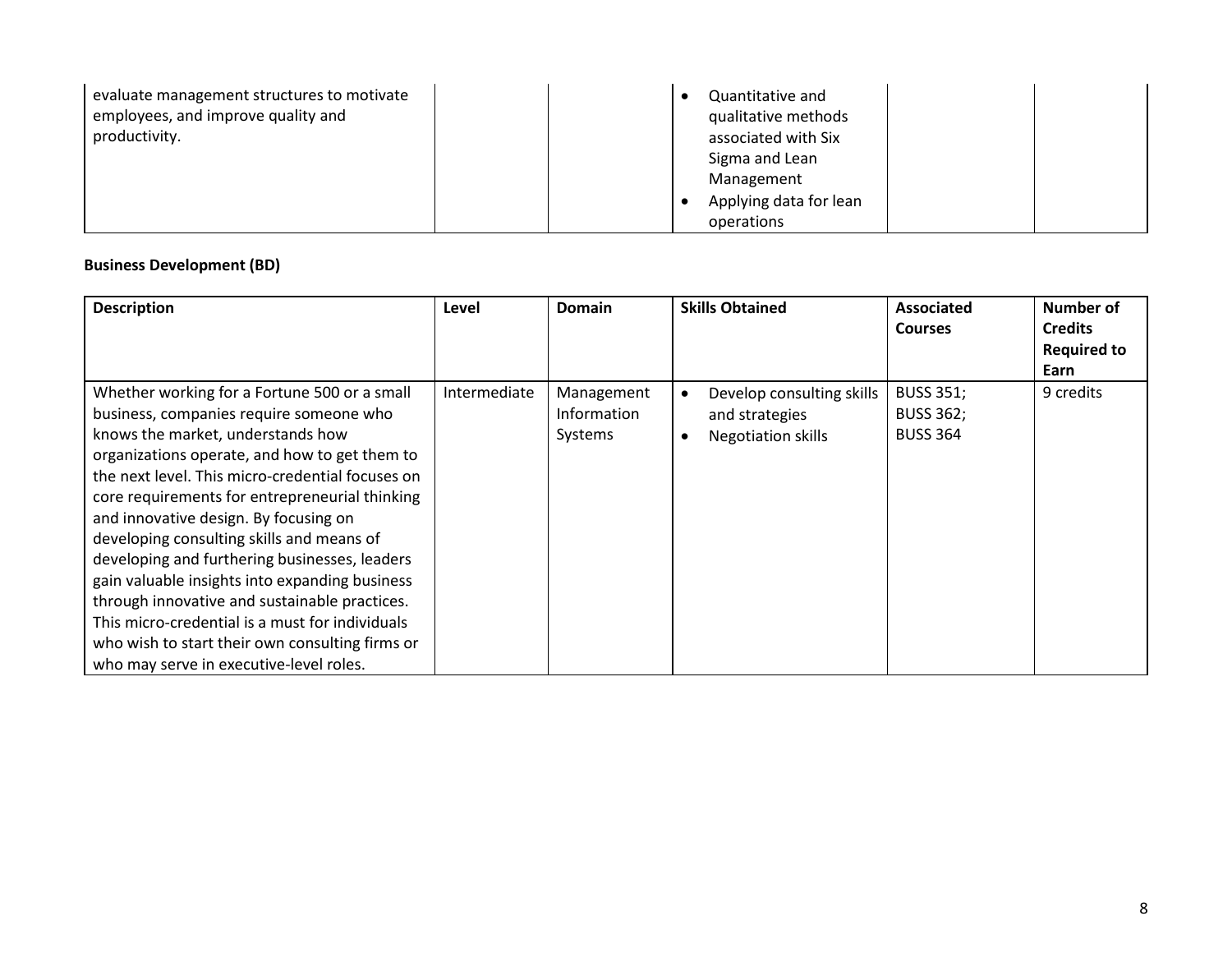| | | | | | |
|---|---|---|---|---|---|
| evaluate management structures to motivate employees, and improve quality and productivity. | | | • Quantitative and qualitative methods associated with Six Sigma and Lean Management<br>• Applying data for lean operations | | |

**Business Development (BD)**

| Description | Level | Domain | Skills Obtained | Associated Courses | Number of Credits Required to Earn |
|---|---|---|---|---|---|
| Whether working for a Fortune 500 or a small business, companies require someone who knows the market, understands how organizations operate, and how to get them to the next level. This micro-credential focuses on core requirements for entrepreneurial thinking and innovative design. By focusing on developing consulting skills and means of developing and furthering businesses, leaders gain valuable insights into expanding business through innovative and sustainable practices. This micro-credential is a must for individuals who wish to start their own consulting firms or who may serve in executive-level roles. | Intermediate | Management Information Systems | • Develop consulting skills and strategies<br>• Negotiation skills | BUSS 351;<br>BUSS 362;<br>BUSS 364 | 9 credits |